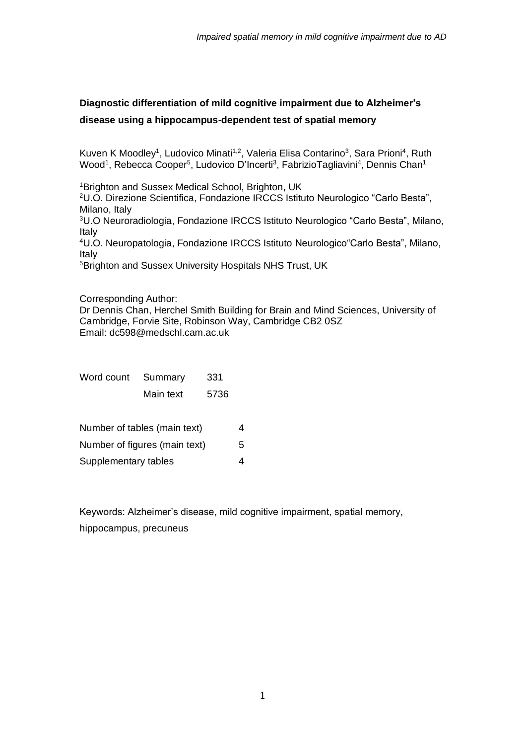**Diagnostic differentiation of mild cognitive impairment due to Alzheimer's disease using a hippocampus-dependent test of spatial memory**

Kuven K Moodley[1], Ludovico Minati[1,2], Valeria Elisa Contarino[3], Sara Prioni[4], Ruth Wood[1], Rebecca Cooper[5], Ludovico D'Incerti[3], FabrizioTagliavini[4], Dennis Chan[1]

[1]Brighton and Sussex Medical School, Brighton, UK
[2]U.O. Direzione Scientifica, Fondazione IRCCS Istituto Neurologico "Carlo Besta", Milano, Italy
[3]U.O Neuroradiologia, Fondazione IRCCS Istituto Neurologico "Carlo Besta", Milano, Italy
[4]U.O. Neuropatologia, Fondazione IRCCS Istituto Neurologico"Carlo Besta", Milano, Italy
[5]Brighton and Sussex University Hospitals NHS Trust, UK

Corresponding Author:
Dr Dennis Chan, Herchel Smith Building for Brain and Mind Sciences, University of Cambridge, Forvie Site, Robinson Way, Cambridge CB2 0SZ
Email: dc598@medschl.cam.ac.uk

| Word count | Summary | 331 |
|---|---|---|
| | Main text | 5736 |

| Number of tables (main text) | 4 |
|---|---|
| Number of figures (main text) | 5 |
| Supplementary tables | 4 |

Keywords: Alzheimer's disease, mild cognitive impairment, spatial memory, hippocampus, precuneus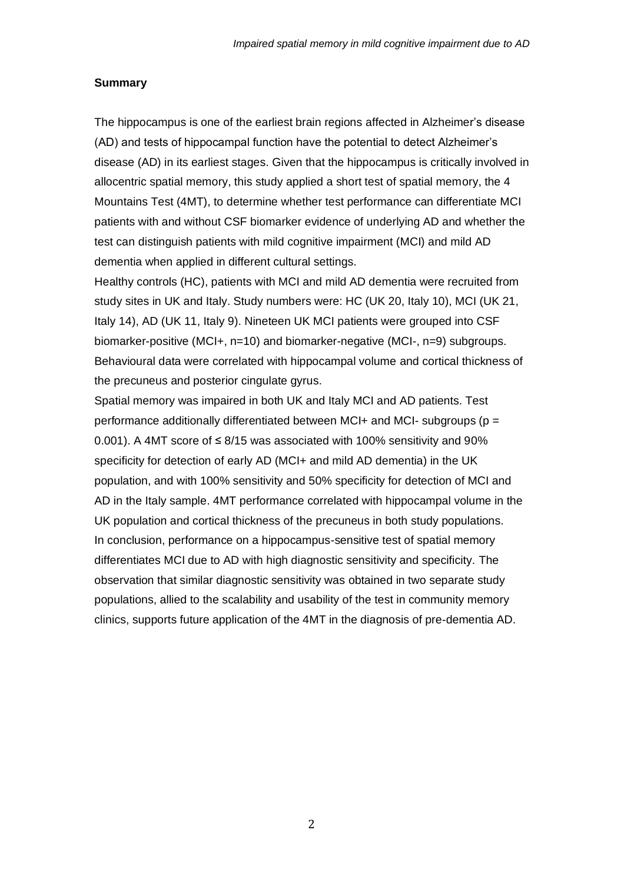## Summary

The hippocampus is one of the earliest brain regions affected in Alzheimer's disease (AD) and tests of hippocampal function have the potential to detect Alzheimer's disease (AD) in its earliest stages. Given that the hippocampus is critically involved in allocentric spatial memory, this study applied a short test of spatial memory, the 4 Mountains Test (4MT), to determine whether test performance can differentiate MCI patients with and without CSF biomarker evidence of underlying AD and whether the test can distinguish patients with mild cognitive impairment (MCI) and mild AD dementia when applied in different cultural settings.

Healthy controls (HC), patients with MCI and mild AD dementia were recruited from study sites in UK and Italy. Study numbers were: HC (UK 20, Italy 10), MCI (UK 21, Italy 14), AD (UK 11, Italy 9). Nineteen UK MCI patients were grouped into CSF biomarker-positive (MCI+, n=10) and biomarker-negative (MCI-, n=9) subgroups. Behavioural data were correlated with hippocampal volume and cortical thickness of the precuneus and posterior cingulate gyrus.

Spatial memory was impaired in both UK and Italy MCI and AD patients. Test performance additionally differentiated between MCI+ and MCI- subgroups ($p = 0.001$). A 4MT score of ≤ 8/15 was associated with 100% sensitivity and 90% specificity for detection of early AD (MCI+ and mild AD dementia) in the UK population, and with 100% sensitivity and 50% specificity for detection of MCI and AD in the Italy sample. 4MT performance correlated with hippocampal volume in the UK population and cortical thickness of the precuneus in both study populations.

In conclusion, performance on a hippocampus-sensitive test of spatial memory differentiates MCI due to AD with high diagnostic sensitivity and specificity. The observation that similar diagnostic sensitivity was obtained in two separate study populations, allied to the scalability and usability of the test in community memory clinics, supports future application of the 4MT in the diagnosis of pre-dementia AD.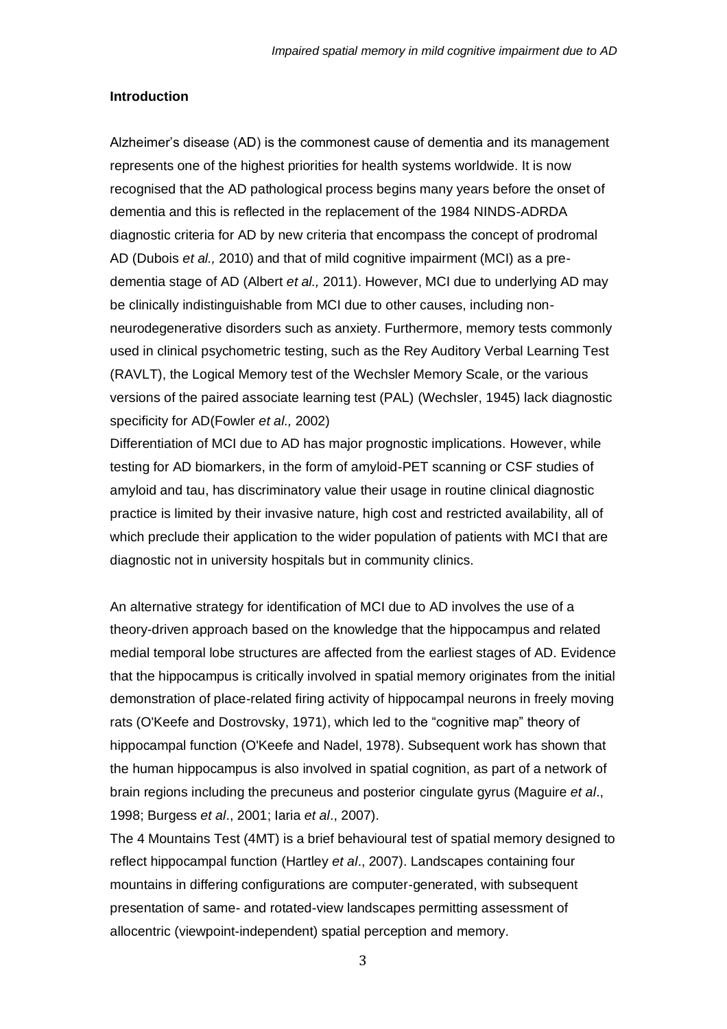### Introduction

Alzheimer's disease (AD) is the commonest cause of dementia and its management represents one of the highest priorities for health systems worldwide. It is now recognised that the AD pathological process begins many years before the onset of dementia and this is reflected in the replacement of the 1984 NINDS-ADRDA diagnostic criteria for AD by new criteria that encompass the concept of prodromal AD (Dubois *et al.,* 2010) and that of mild cognitive impairment (MCI) as a pre-dementia stage of AD (Albert *et al.,* 2011). However, MCI due to underlying AD may be clinically indistinguishable from MCI due to other causes, including non-neurodegenerative disorders such as anxiety. Furthermore, memory tests commonly used in clinical psychometric testing, such as the Rey Auditory Verbal Learning Test (RAVLT), the Logical Memory test of the Wechsler Memory Scale, or the various versions of the paired associate learning test (PAL) (Wechsler, 1945) lack diagnostic specificity for AD(Fowler *et al.,* 2002)

Differentiation of MCI due to AD has major prognostic implications. However, while testing for AD biomarkers, in the form of amyloid-PET scanning or CSF studies of amyloid and tau, has discriminatory value their usage in routine clinical diagnostic practice is limited by their invasive nature, high cost and restricted availability, all of which preclude their application to the wider population of patients with MCI that are diagnostic not in university hospitals but in community clinics.

An alternative strategy for identification of MCI due to AD involves the use of a theory-driven approach based on the knowledge that the hippocampus and related medial temporal lobe structures are affected from the earliest stages of AD. Evidence that the hippocampus is critically involved in spatial memory originates from the initial demonstration of place-related firing activity of hippocampal neurons in freely moving rats (O'Keefe and Dostrovsky, 1971), which led to the "cognitive map" theory of hippocampal function (O'Keefe and Nadel, 1978). Subsequent work has shown that the human hippocampus is also involved in spatial cognition, as part of a network of brain regions including the precuneus and posterior cingulate gyrus (Maguire *et al*., 1998; Burgess *et al*., 2001; Iaria *et al*., 2007).

The 4 Mountains Test (4MT) is a brief behavioural test of spatial memory designed to reflect hippocampal function (Hartley *et al*., 2007). Landscapes containing four mountains in differing configurations are computer-generated, with subsequent presentation of same- and rotated-view landscapes permitting assessment of allocentric (viewpoint-independent) spatial perception and memory.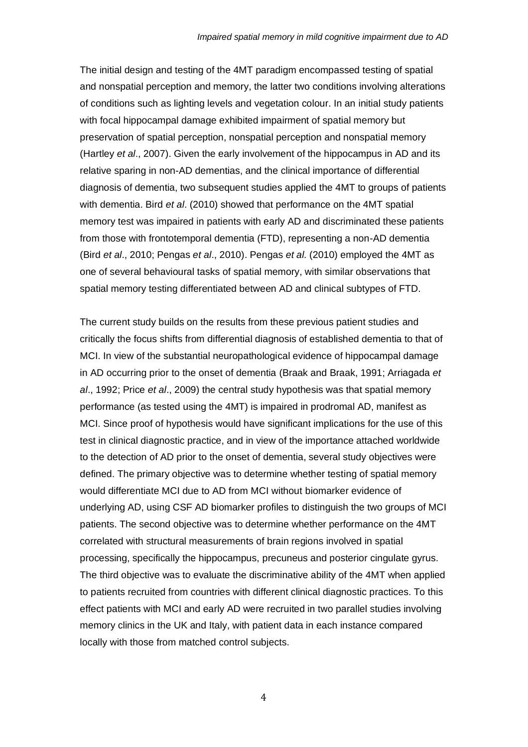The initial design and testing of the 4MT paradigm encompassed testing of spatial and nonspatial perception and memory, the latter two conditions involving alterations of conditions such as lighting levels and vegetation colour. In an initial study patients with focal hippocampal damage exhibited impairment of spatial memory but preservation of spatial perception, nonspatial perception and nonspatial memory (Hartley *et al*., 2007). Given the early involvement of the hippocampus in AD and its relative sparing in non-AD dementias, and the clinical importance of differential diagnosis of dementia, two subsequent studies applied the 4MT to groups of patients with dementia. Bird *et al*. (2010) showed that performance on the 4MT spatial memory test was impaired in patients with early AD and discriminated these patients from those with frontotemporal dementia (FTD), representing a non-AD dementia (Bird *et al*., 2010; Pengas *et al*., 2010). Pengas *et al*. (2010) employed the 4MT as one of several behavioural tasks of spatial memory, with similar observations that spatial memory testing differentiated between AD and clinical subtypes of FTD.

The current study builds on the results from these previous patient studies and critically the focus shifts from differential diagnosis of established dementia to that of MCI. In view of the substantial neuropathological evidence of hippocampal damage in AD occurring prior to the onset of dementia (Braak and Braak, 1991; Arriagada *et al*., 1992; Price *et al*., 2009) the central study hypothesis was that spatial memory performance (as tested using the 4MT) is impaired in prodromal AD, manifest as MCI. Since proof of hypothesis would have significant implications for the use of this test in clinical diagnostic practice, and in view of the importance attached worldwide to the detection of AD prior to the onset of dementia, several study objectives were defined. The primary objective was to determine whether testing of spatial memory would differentiate MCI due to AD from MCI without biomarker evidence of underlying AD, using CSF AD biomarker profiles to distinguish the two groups of MCI patients. The second objective was to determine whether performance on the 4MT correlated with structural measurements of brain regions involved in spatial processing, specifically the hippocampus, precuneus and posterior cingulate gyrus. The third objective was to evaluate the discriminative ability of the 4MT when applied to patients recruited from countries with different clinical diagnostic practices. To this effect patients with MCI and early AD were recruited in two parallel studies involving memory clinics in the UK and Italy, with patient data in each instance compared locally with those from matched control subjects.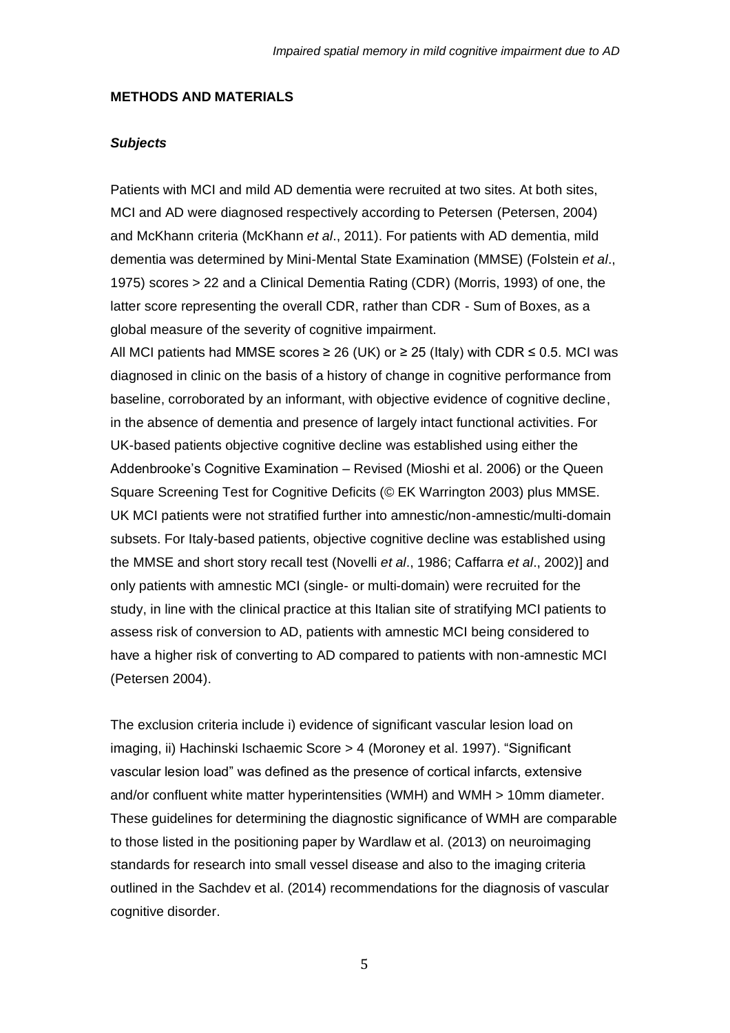## METHODS AND MATERIALS

### *Subjects*

Patients with MCI and mild AD dementia were recruited at two sites. At both sites, MCI and AD were diagnosed respectively according to Petersen (Petersen, 2004) and McKhann criteria (McKhann *et al*., 2011). For patients with AD dementia, mild dementia was determined by Mini-Mental State Examination (MMSE) (Folstein *et al*., 1975) scores > 22 and a Clinical Dementia Rating (CDR) (Morris, 1993) of one, the latter score representing the overall CDR, rather than CDR - Sum of Boxes, as a global measure of the severity of cognitive impairment.

All MCI patients had MMSE scores ≥ 26 (UK) or ≥ 25 (Italy) with CDR ≤ 0.5. MCI was diagnosed in clinic on the basis of a history of change in cognitive performance from baseline, corroborated by an informant, with objective evidence of cognitive decline, in the absence of dementia and presence of largely intact functional activities. For UK-based patients objective cognitive decline was established using either the Addenbrooke's Cognitive Examination – Revised (Mioshi et al. 2006) or the Queen Square Screening Test for Cognitive Deficits (© EK Warrington 2003) plus MMSE. UK MCI patients were not stratified further into amnestic/non-amnestic/multi-domain subsets. For Italy-based patients, objective cognitive decline was established using the MMSE and short story recall test (Novelli *et al*., 1986; Caffarra *et al*., 2002)] and only patients with amnestic MCI (single- or multi-domain) were recruited for the study, in line with the clinical practice at this Italian site of stratifying MCI patients to assess risk of conversion to AD, patients with amnestic MCI being considered to have a higher risk of converting to AD compared to patients with non-amnestic MCI (Petersen 2004).

The exclusion criteria include i) evidence of significant vascular lesion load on imaging, ii) Hachinski Ischaemic Score > 4 (Moroney et al. 1997). "Significant vascular lesion load" was defined as the presence of cortical infarcts, extensive and/or confluent white matter hyperintensities (WMH) and WMH > 10mm diameter. These guidelines for determining the diagnostic significance of WMH are comparable to those listed in the positioning paper by Wardlaw et al. (2013) on neuroimaging standards for research into small vessel disease and also to the imaging criteria outlined in the Sachdev et al. (2014) recommendations for the diagnosis of vascular cognitive disorder.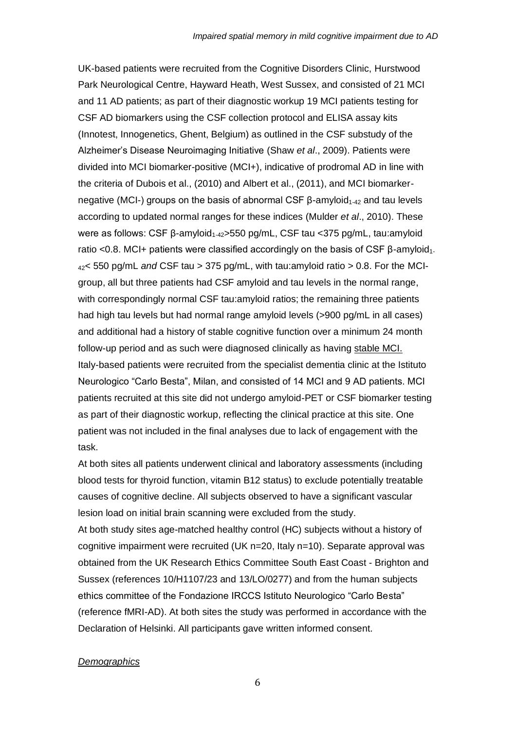UK-based patients were recruited from the Cognitive Disorders Clinic, Hurstwood Park Neurological Centre, Hayward Heath, West Sussex, and consisted of 21 MCI and 11 AD patients; as part of their diagnostic workup 19 MCI patients testing for CSF AD biomarkers using the CSF collection protocol and ELISA assay kits (Innotest, Innogenetics, Ghent, Belgium) as outlined in the CSF substudy of the Alzheimer's Disease Neuroimaging Initiative (Shaw *et al*., 2009). Patients were divided into MCI biomarker-positive (MCI+), indicative of prodromal AD in line with the criteria of Dubois et al., (2010) and Albert et al., (2011), and MCI biomarker-negative (MCI-) groups on the basis of abnormal CSF β-amyloid$_{1\text{-}42}$ and tau levels according to updated normal ranges for these indices (Mulder *et al*., 2010). These were as follows: CSF β-amyloid$_{1\text{-}42}$>550 pg/mL, CSF tau <375 pg/mL, tau:amyloid ratio <0.8. MCI+ patients were classified accordingly on the basis of CSF β-amyloid$_{1\text{-}42}$< 550 pg/mL *and* CSF tau > 375 pg/mL, with tau:amyloid ratio > 0.8. For the MCI- group, all but three patients had CSF amyloid and tau levels in the normal range, with correspondingly normal CSF tau:amyloid ratios; the remaining three patients had high tau levels but had normal range amyloid levels (>900 pg/mL in all cases) and additional had a history of stable cognitive function over a minimum 24 month follow-up period and as such were diagnosed clinically as having stable MCI.

Italy-based patients were recruited from the specialist dementia clinic at the Istituto Neurologico "Carlo Besta", Milan, and consisted of 14 MCI and 9 AD patients. MCI patients recruited at this site did not undergo amyloid-PET or CSF biomarker testing as part of their diagnostic workup, reflecting the clinical practice at this site. One patient was not included in the final analyses due to lack of engagement with the task.

At both sites all patients underwent clinical and laboratory assessments (including blood tests for thyroid function, vitamin B12 status) to exclude potentially treatable causes of cognitive decline. All subjects observed to have a significant vascular lesion load on initial brain scanning were excluded from the study.

At both study sites age-matched healthy control (HC) subjects without a history of cognitive impairment were recruited (UK n=20, Italy n=10). Separate approval was obtained from the UK Research Ethics Committee South East Coast - Brighton and Sussex (references 10/H1107/23 and 13/LO/0277) and from the human subjects ethics committee of the Fondazione IRCCS Istituto Neurologico "Carlo Besta" (reference fMRI-AD). At both sites the study was performed in accordance with the Declaration of Helsinki. All participants gave written informed consent.

*Demographics*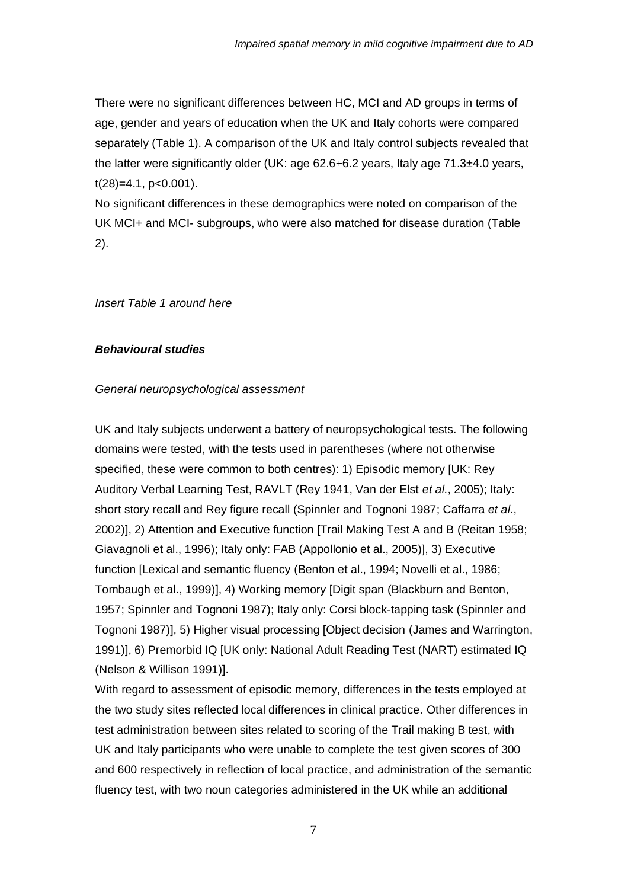There were no significant differences between HC, MCI and AD groups in terms of age, gender and years of education when the UK and Italy cohorts were compared separately (Table 1). A comparison of the UK and Italy control subjects revealed that the latter were significantly older (UK: age 62.6±6.2 years, Italy age 71.3±4.0 years, $t(28)=4.1$, $p<0.001$).

No significant differences in these demographics were noted on comparison of the UK MCI+ and MCI- subgroups, who were also matched for disease duration (Table 2).

*Insert Table 1 around here*

### *Behavioural studies*

*General neuropsychological assessment*

UK and Italy subjects underwent a battery of neuropsychological tests. The following domains were tested, with the tests used in parentheses (where not otherwise specified, these were common to both centres): 1) Episodic memory [UK: Rey Auditory Verbal Learning Test, RAVLT (Rey 1941, Van der Elst *et al.*, 2005); Italy: short story recall and Rey figure recall (Spinnler and Tognoni 1987; Caffarra *et al*., 2002)], 2) Attention and Executive function [Trail Making Test A and B (Reitan 1958; Giavagnoli et al., 1996); Italy only: FAB (Appollonio et al., 2005)], 3) Executive function [Lexical and semantic fluency (Benton et al., 1994; Novelli et al., 1986; Tombaugh et al., 1999)], 4) Working memory [Digit span (Blackburn and Benton, 1957; Spinnler and Tognoni 1987); Italy only: Corsi block-tapping task (Spinnler and Tognoni 1987)], 5) Higher visual processing [Object decision (James and Warrington, 1991)], 6) Premorbid IQ [UK only: National Adult Reading Test (NART) estimated IQ (Nelson & Willison 1991)].

With regard to assessment of episodic memory, differences in the tests employed at the two study sites reflected local differences in clinical practice. Other differences in test administration between sites related to scoring of the Trail making B test, with UK and Italy participants who were unable to complete the test given scores of 300 and 600 respectively in reflection of local practice, and administration of the semantic fluency test, with two noun categories administered in the UK while an additional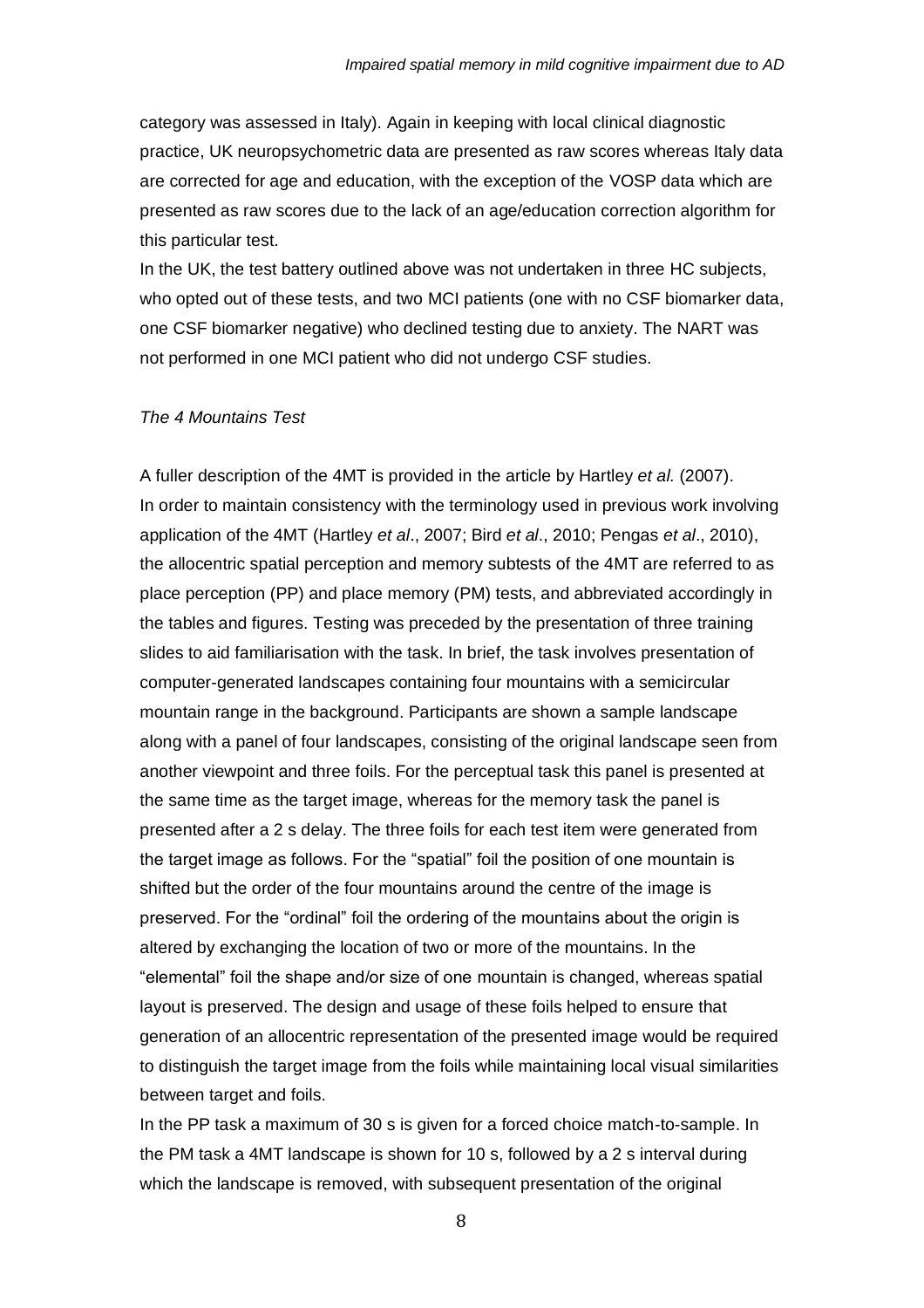category was assessed in Italy). Again in keeping with local clinical diagnostic practice, UK neuropsychometric data are presented as raw scores whereas Italy data are corrected for age and education, with the exception of the VOSP data which are presented as raw scores due to the lack of an age/education correction algorithm for this particular test.

In the UK, the test battery outlined above was not undertaken in three HC subjects, who opted out of these tests, and two MCI patients (one with no CSF biomarker data, one CSF biomarker negative) who declined testing due to anxiety. The NART was not performed in one MCI patient who did not undergo CSF studies.

*The 4 Mountains Test*

A fuller description of the 4MT is provided in the article by Hartley *et al.* (2007). In order to maintain consistency with the terminology used in previous work involving application of the 4MT (Hartley *et al*., 2007; Bird *et al*., 2010; Pengas *et al*., 2010), the allocentric spatial perception and memory subtests of the 4MT are referred to as place perception (PP) and place memory (PM) tests, and abbreviated accordingly in the tables and figures. Testing was preceded by the presentation of three training slides to aid familiarisation with the task. In brief, the task involves presentation of computer-generated landscapes containing four mountains with a semicircular mountain range in the background. Participants are shown a sample landscape along with a panel of four landscapes, consisting of the original landscape seen from another viewpoint and three foils. For the perceptual task this panel is presented at the same time as the target image, whereas for the memory task the panel is presented after a 2 s delay. The three foils for each test item were generated from the target image as follows. For the "spatial" foil the position of one mountain is shifted but the order of the four mountains around the centre of the image is preserved. For the "ordinal" foil the ordering of the mountains about the origin is altered by exchanging the location of two or more of the mountains. In the "elemental" foil the shape and/or size of one mountain is changed, whereas spatial layout is preserved. The design and usage of these foils helped to ensure that generation of an allocentric representation of the presented image would be required to distinguish the target image from the foils while maintaining local visual similarities between target and foils.

In the PP task a maximum of 30 s is given for a forced choice match-to-sample. In the PM task a 4MT landscape is shown for 10 s, followed by a 2 s interval during which the landscape is removed, with subsequent presentation of the original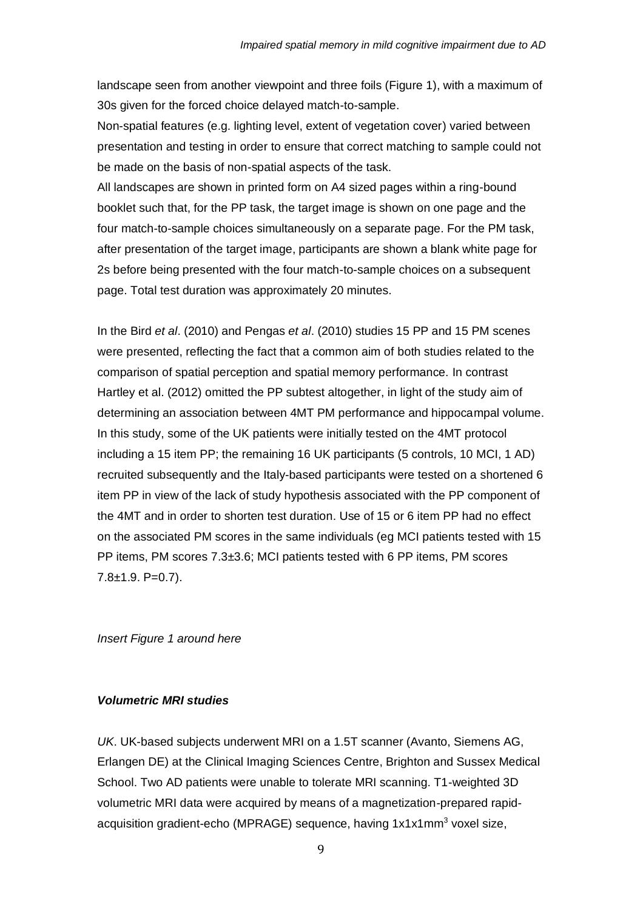landscape seen from another viewpoint and three foils (Figure 1), with a maximum of 30s given for the forced choice delayed match-to-sample.

Non-spatial features (e.g. lighting level, extent of vegetation cover) varied between presentation and testing in order to ensure that correct matching to sample could not be made on the basis of non-spatial aspects of the task.

All landscapes are shown in printed form on A4 sized pages within a ring-bound booklet such that, for the PP task, the target image is shown on one page and the four match-to-sample choices simultaneously on a separate page. For the PM task, after presentation of the target image, participants are shown a blank white page for 2s before being presented with the four match-to-sample choices on a subsequent page. Total test duration was approximately 20 minutes.

In the Bird *et al*. (2010) and Pengas *et al*. (2010) studies 15 PP and 15 PM scenes were presented, reflecting the fact that a common aim of both studies related to the comparison of spatial perception and spatial memory performance. In contrast Hartley et al. (2012) omitted the PP subtest altogether, in light of the study aim of determining an association between 4MT PM performance and hippocampal volume. In this study, some of the UK patients were initially tested on the 4MT protocol including a 15 item PP; the remaining 16 UK participants (5 controls, 10 MCI, 1 AD) recruited subsequently and the Italy-based participants were tested on a shortened 6 item PP in view of the lack of study hypothesis associated with the PP component of the 4MT and in order to shorten test duration. Use of 15 or 6 item PP had no effect on the associated PM scores in the same individuals (eg MCI patients tested with 15 PP items, PM scores 7.3±3.6; MCI patients tested with 6 PP items, PM scores 7.8±1.9. P=0.7).

*Insert Figure 1 around here*

### *Volumetric MRI studies*

*UK*. UK-based subjects underwent MRI on a 1.5T scanner (Avanto, Siemens AG, Erlangen DE) at the Clinical Imaging Sciences Centre, Brighton and Sussex Medical School. Two AD patients were unable to tolerate MRI scanning. T1-weighted 3D volumetric MRI data were acquired by means of a magnetization-prepared rapid-acquisition gradient-echo (MPRAGE) sequence, having 1x1x1mm$^3$ voxel size,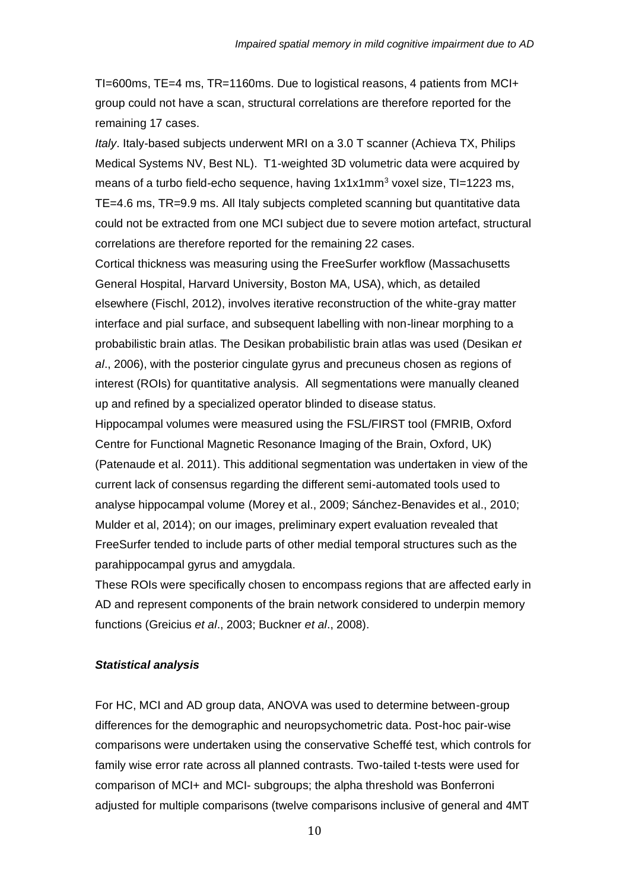TI=600ms, TE=4 ms, TR=1160ms. Due to logistical reasons, 4 patients from MCI+ group could not have a scan, structural correlations are therefore reported for the remaining 17 cases.

*Italy*. Italy-based subjects underwent MRI on a 3.0 T scanner (Achieva TX, Philips Medical Systems NV, Best NL). T1-weighted 3D volumetric data were acquired by means of a turbo field-echo sequence, having 1x1x1mm$^3$ voxel size, TI=1223 ms, TE=4.6 ms, TR=9.9 ms. All Italy subjects completed scanning but quantitative data could not be extracted from one MCI subject due to severe motion artefact, structural correlations are therefore reported for the remaining 22 cases.

Cortical thickness was measuring using the FreeSurfer workflow (Massachusetts General Hospital, Harvard University, Boston MA, USA), which, as detailed elsewhere (Fischl, 2012), involves iterative reconstruction of the white-gray matter interface and pial surface, and subsequent labelling with non-linear morphing to a probabilistic brain atlas. The Desikan probabilistic brain atlas was used (Desikan *et al*., 2006), with the posterior cingulate gyrus and precuneus chosen as regions of interest (ROIs) for quantitative analysis. All segmentations were manually cleaned up and refined by a specialized operator blinded to disease status.

Hippocampal volumes were measured using the FSL/FIRST tool (FMRIB, Oxford Centre for Functional Magnetic Resonance Imaging of the Brain, Oxford, UK) (Patenaude et al. 2011). This additional segmentation was undertaken in view of the current lack of consensus regarding the different semi-automated tools used to analyse hippocampal volume (Morey et al., 2009; Sánchez-Benavides et al., 2010; Mulder et al, 2014); on our images, preliminary expert evaluation revealed that FreeSurfer tended to include parts of other medial temporal structures such as the parahippocampal gyrus and amygdala.

These ROIs were specifically chosen to encompass regions that are affected early in AD and represent components of the brain network considered to underpin memory functions (Greicius *et al*., 2003; Buckner *et al*., 2008).

### *Statistical analysis*

For HC, MCI and AD group data, ANOVA was used to determine between-group differences for the demographic and neuropsychometric data. Post-hoc pair-wise comparisons were undertaken using the conservative Scheffé test, which controls for family wise error rate across all planned contrasts. Two-tailed t-tests were used for comparison of MCI+ and MCI- subgroups; the alpha threshold was Bonferroni adjusted for multiple comparisons (twelve comparisons inclusive of general and 4MT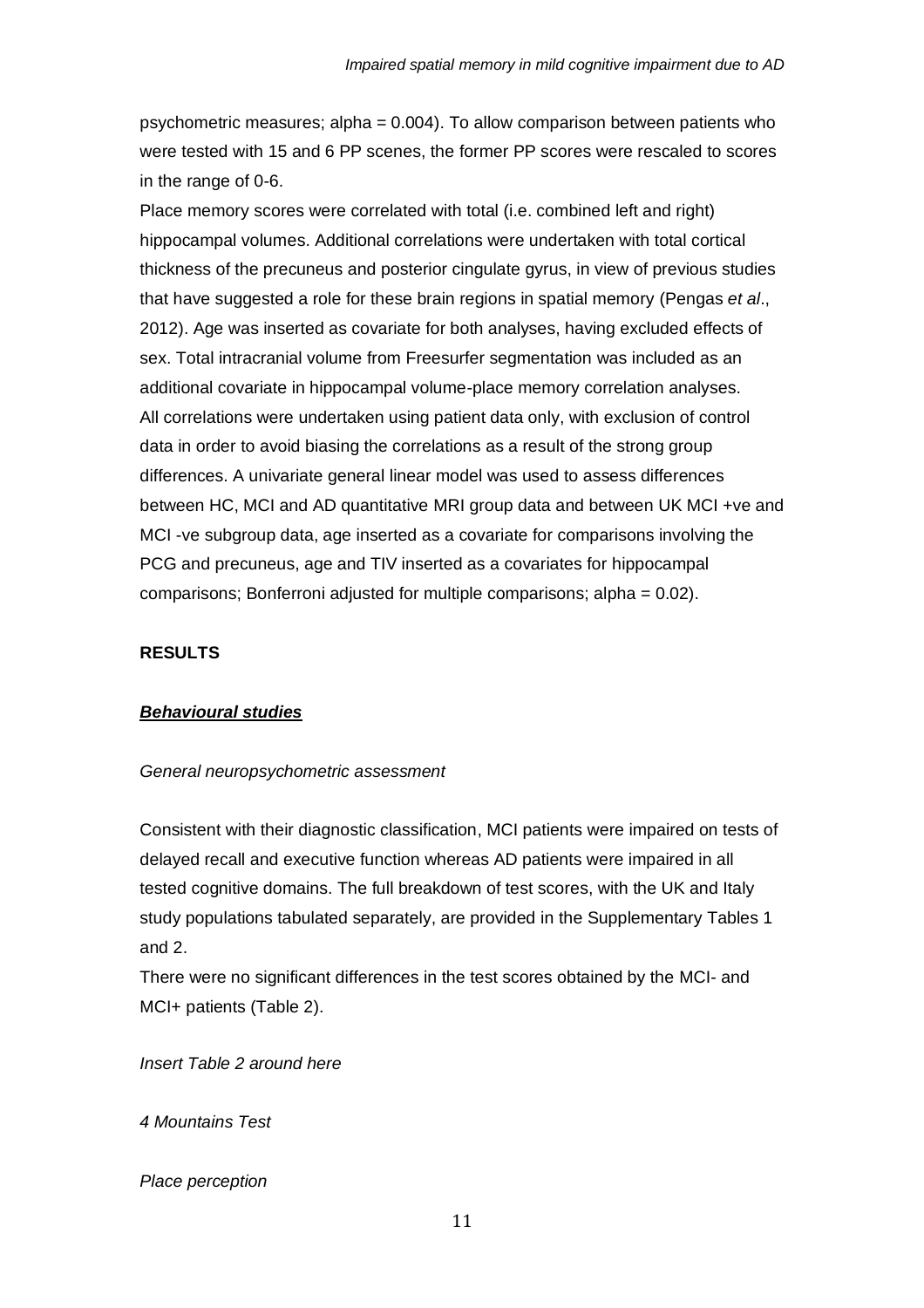psychometric measures; alpha = 0.004). To allow comparison between patients who were tested with 15 and 6 PP scenes, the former PP scores were rescaled to scores in the range of 0-6.

Place memory scores were correlated with total (i.e. combined left and right) hippocampal volumes. Additional correlations were undertaken with total cortical thickness of the precuneus and posterior cingulate gyrus, in view of previous studies that have suggested a role for these brain regions in spatial memory (Pengas *et al*., 2012). Age was inserted as covariate for both analyses, having excluded effects of sex. Total intracranial volume from Freesurfer segmentation was included as an additional covariate in hippocampal volume-place memory correlation analyses. All correlations were undertaken using patient data only, with exclusion of control data in order to avoid biasing the correlations as a result of the strong group differences. A univariate general linear model was used to assess differences between HC, MCI and AD quantitative MRI group data and between UK MCI +ve and MCI -ve subgroup data, age inserted as a covariate for comparisons involving the PCG and precuneus, age and TIV inserted as a covariates for hippocampal comparisons; Bonferroni adjusted for multiple comparisons; alpha = 0.02).

## RESULTS

### ***Behavioural studies***

*General neuropsychometric assessment*

Consistent with their diagnostic classification, MCI patients were impaired on tests of delayed recall and executive function whereas AD patients were impaired in all tested cognitive domains. The full breakdown of test scores, with the UK and Italy study populations tabulated separately, are provided in the Supplementary Tables 1 and 2.

There were no significant differences in the test scores obtained by the MCI- and MCI+ patients (Table 2).

*Insert Table 2 around here*

*4 Mountains Test*

*Place perception*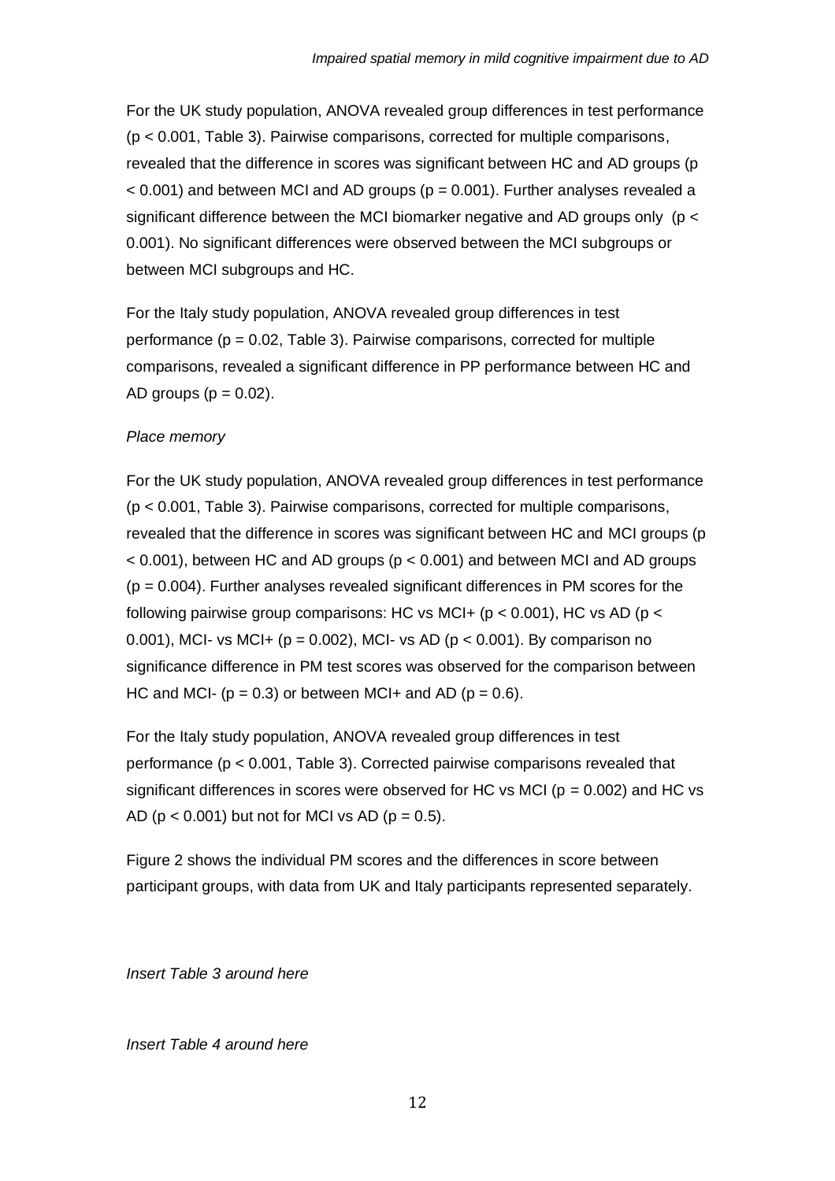For the UK study population, ANOVA revealed group differences in test performance ($p < 0.001$, Table 3). Pairwise comparisons, corrected for multiple comparisons, revealed that the difference in scores was significant between HC and AD groups ($p < 0.001$) and between MCI and AD groups ($p = 0.001$). Further analyses revealed a significant difference between the MCI biomarker negative and AD groups only ($p < 0.001$). No significant differences were observed between the MCI subgroups or between MCI subgroups and HC.

For the Italy study population, ANOVA revealed group differences in test performance ($p = 0.02$, Table 3). Pairwise comparisons, corrected for multiple comparisons, revealed a significant difference in PP performance between HC and AD groups ($p = 0.02$).

*Place memory*

For the UK study population, ANOVA revealed group differences in test performance ($p < 0.001$, Table 3). Pairwise comparisons, corrected for multiple comparisons, revealed that the difference in scores was significant between HC and MCI groups ($p < 0.001$), between HC and AD groups ($p < 0.001$) and between MCI and AD groups ($p = 0.004$). Further analyses revealed significant differences in PM scores for the following pairwise group comparisons: HC vs MCI+ ($p < 0.001$), HC vs AD ($p < 0.001$), MCI- vs MCI+ ($p = 0.002$), MCI- vs AD ($p < 0.001$). By comparison no significance difference in PM test scores was observed for the comparison between HC and MCI- ($p = 0.3$) or between MCI+ and AD ($p = 0.6$).

For the Italy study population, ANOVA revealed group differences in test performance ($p < 0.001$, Table 3). Corrected pairwise comparisons revealed that significant differences in scores were observed for HC vs MCI ($p = 0.002$) and HC vs AD ($p < 0.001$) but not for MCI vs AD ($p = 0.5$).

Figure 2 shows the individual PM scores and the differences in score between participant groups, with data from UK and Italy participants represented separately.

*Insert Table 3 around here*

*Insert Table 4 around here*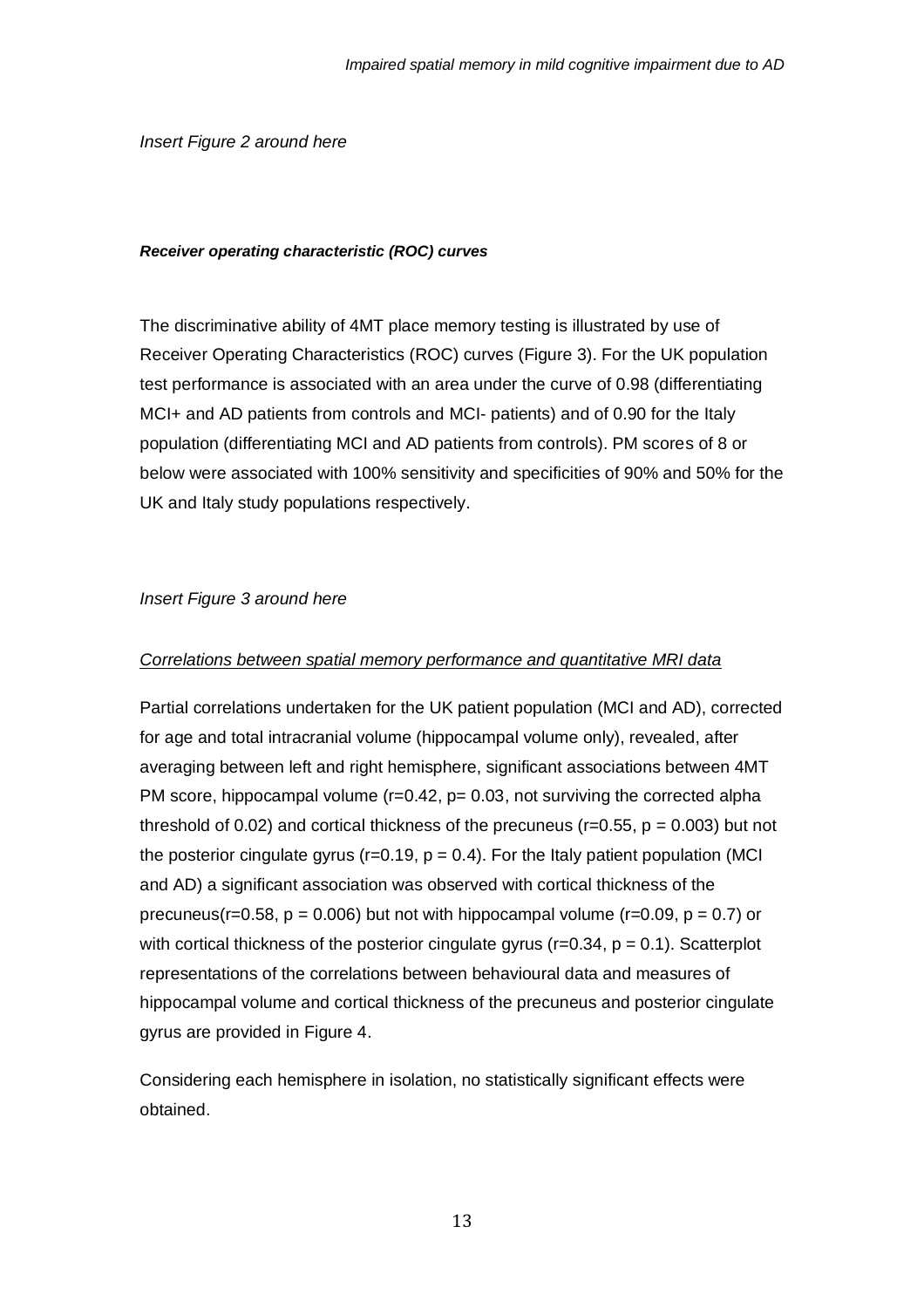*Insert Figure 2 around here*

***Receiver operating characteristic (ROC) curves***

The discriminative ability of 4MT place memory testing is illustrated by use of Receiver Operating Characteristics (ROC) curves (Figure 3). For the UK population test performance is associated with an area under the curve of 0.98 (differentiating MCI+ and AD patients from controls and MCI- patients) and of 0.90 for the Italy population (differentiating MCI and AD patients from controls). PM scores of 8 or below were associated with 100% sensitivity and specificities of 90% and 50% for the UK and Italy study populations respectively.

*Insert Figure 3 around here*

<u>*Correlations between spatial memory performance and quantitative MRI data*</u>

Partial correlations undertaken for the UK patient population (MCI and AD), corrected for age and total intracranial volume (hippocampal volume only), revealed, after averaging between left and right hemisphere, significant associations between 4MT PM score, hippocampal volume ($r=0.42$, $p= 0.03$, not surviving the corrected alpha threshold of 0.02) and cortical thickness of the precuneus ($r=0.55$, $p = 0.003$) but not the posterior cingulate gyrus ($r=0.19$, $p = 0.4$). For the Italy patient population (MCI and AD) a significant association was observed with cortical thickness of the precuneus($r=0.58$, $p = 0.006$) but not with hippocampal volume ($r=0.09$, $p = 0.7$) or with cortical thickness of the posterior cingulate gyrus ($r=0.34$, $p = 0.1$). Scatterplot representations of the correlations between behavioural data and measures of hippocampal volume and cortical thickness of the precuneus and posterior cingulate gyrus are provided in Figure 4.

Considering each hemisphere in isolation, no statistically significant effects were obtained.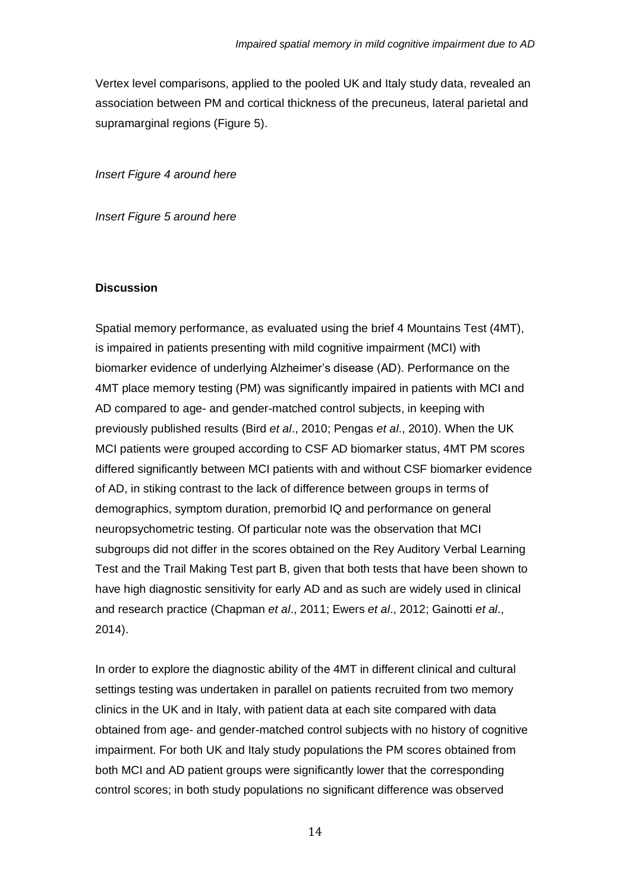Vertex level comparisons, applied to the pooled UK and Italy study data, revealed an association between PM and cortical thickness of the precuneus, lateral parietal and supramarginal regions (Figure 5).

*Insert Figure 4 around here*

*Insert Figure 5 around here*

## Discussion

Spatial memory performance, as evaluated using the brief 4 Mountains Test (4MT), is impaired in patients presenting with mild cognitive impairment (MCI) with biomarker evidence of underlying Alzheimer's disease (AD). Performance on the 4MT place memory testing (PM) was significantly impaired in patients with MCI and AD compared to age- and gender-matched control subjects, in keeping with previously published results (Bird *et al*., 2010; Pengas *et al*., 2010). When the UK MCI patients were grouped according to CSF AD biomarker status, 4MT PM scores differed significantly between MCI patients with and without CSF biomarker evidence of AD, in stiking contrast to the lack of difference between groups in terms of demographics, symptom duration, premorbid IQ and performance on general neuropsychometric testing. Of particular note was the observation that MCI subgroups did not differ in the scores obtained on the Rey Auditory Verbal Learning Test and the Trail Making Test part B, given that both tests that have been shown to have high diagnostic sensitivity for early AD and as such are widely used in clinical and research practice (Chapman *et al*., 2011; Ewers *et al*., 2012; Gainotti *et al*., 2014).

In order to explore the diagnostic ability of the 4MT in different clinical and cultural settings testing was undertaken in parallel on patients recruited from two memory clinics in the UK and in Italy, with patient data at each site compared with data obtained from age- and gender-matched control subjects with no history of cognitive impairment. For both UK and Italy study populations the PM scores obtained from both MCI and AD patient groups were significantly lower that the corresponding control scores; in both study populations no significant difference was observed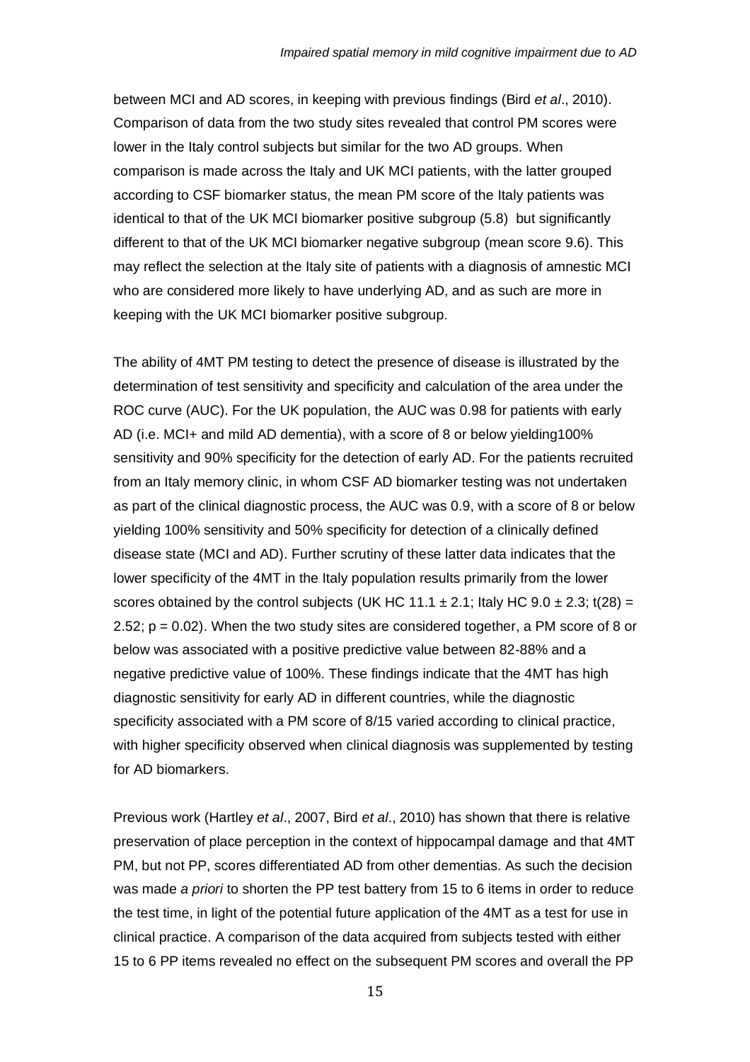between MCI and AD scores, in keeping with previous findings (Bird *et al*., 2010). Comparison of data from the two study sites revealed that control PM scores were lower in the Italy control subjects but similar for the two AD groups. When comparison is made across the Italy and UK MCI patients, with the latter grouped according to CSF biomarker status, the mean PM score of the Italy patients was identical to that of the UK MCI biomarker positive subgroup (5.8) but significantly different to that of the UK MCI biomarker negative subgroup (mean score 9.6). This may reflect the selection at the Italy site of patients with a diagnosis of amnestic MCI who are considered more likely to have underlying AD, and as such are more in keeping with the UK MCI biomarker positive subgroup.

The ability of 4MT PM testing to detect the presence of disease is illustrated by the determination of test sensitivity and specificity and calculation of the area under the ROC curve (AUC). For the UK population, the AUC was 0.98 for patients with early AD (i.e. MCI+ and mild AD dementia), with a score of 8 or below yielding100% sensitivity and 90% specificity for the detection of early AD. For the patients recruited from an Italy memory clinic, in whom CSF AD biomarker testing was not undertaken as part of the clinical diagnostic process, the AUC was 0.9, with a score of 8 or below yielding 100% sensitivity and 50% specificity for detection of a clinically defined disease state (MCI and AD). Further scrutiny of these latter data indicates that the lower specificity of the 4MT in the Italy population results primarily from the lower scores obtained by the control subjects (UK HC $11.1 \pm 2.1$; Italy HC $9.0 \pm 2.3$; $t(28) = 2.52$; $p = 0.02$). When the two study sites are considered together, a PM score of 8 or below was associated with a positive predictive value between 82-88% and a negative predictive value of 100%. These findings indicate that the 4MT has high diagnostic sensitivity for early AD in different countries, while the diagnostic specificity associated with a PM score of 8/15 varied according to clinical practice, with higher specificity observed when clinical diagnosis was supplemented by testing for AD biomarkers.

Previous work (Hartley *et al*., 2007, Bird *et al*., 2010) has shown that there is relative preservation of place perception in the context of hippocampal damage and that 4MT PM, but not PP, scores differentiated AD from other dementias. As such the decision was made *a priori* to shorten the PP test battery from 15 to 6 items in order to reduce the test time, in light of the potential future application of the 4MT as a test for use in clinical practice. A comparison of the data acquired from subjects tested with either 15 to 6 PP items revealed no effect on the subsequent PM scores and overall the PP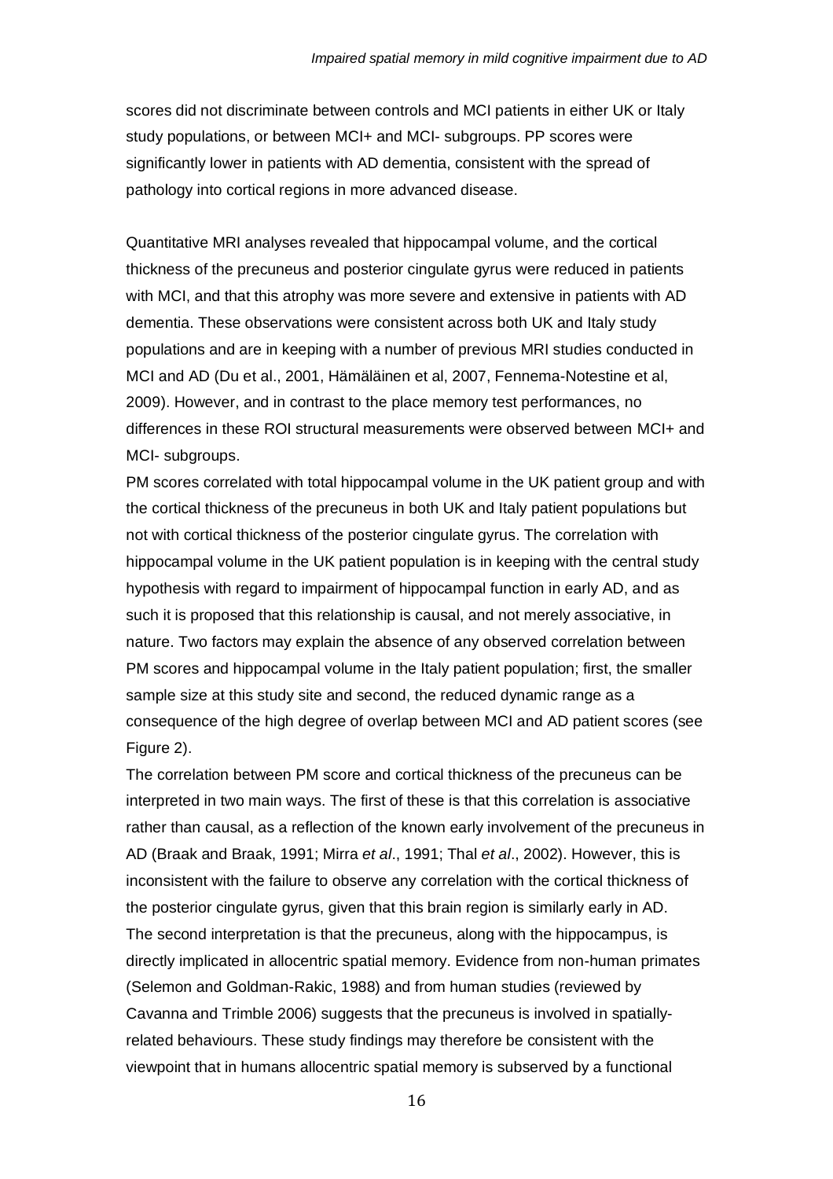scores did not discriminate between controls and MCI patients in either UK or Italy study populations, or between MCI+ and MCI- subgroups. PP scores were significantly lower in patients with AD dementia, consistent with the spread of pathology into cortical regions in more advanced disease.

Quantitative MRI analyses revealed that hippocampal volume, and the cortical thickness of the precuneus and posterior cingulate gyrus were reduced in patients with MCI, and that this atrophy was more severe and extensive in patients with AD dementia. These observations were consistent across both UK and Italy study populations and are in keeping with a number of previous MRI studies conducted in MCI and AD (Du et al., 2001, Hämäläinen et al, 2007, Fennema-Notestine et al, 2009). However, and in contrast to the place memory test performances, no differences in these ROI structural measurements were observed between MCI+ and MCI- subgroups.

PM scores correlated with total hippocampal volume in the UK patient group and with the cortical thickness of the precuneus in both UK and Italy patient populations but not with cortical thickness of the posterior cingulate gyrus. The correlation with hippocampal volume in the UK patient population is in keeping with the central study hypothesis with regard to impairment of hippocampal function in early AD, and as such it is proposed that this relationship is causal, and not merely associative, in nature. Two factors may explain the absence of any observed correlation between PM scores and hippocampal volume in the Italy patient population; first, the smaller sample size at this study site and second, the reduced dynamic range as a consequence of the high degree of overlap between MCI and AD patient scores (see Figure 2).

The correlation between PM score and cortical thickness of the precuneus can be interpreted in two main ways. The first of these is that this correlation is associative rather than causal, as a reflection of the known early involvement of the precuneus in AD (Braak and Braak, 1991; Mirra *et al*., 1991; Thal *et al*., 2002). However, this is inconsistent with the failure to observe any correlation with the cortical thickness of the posterior cingulate gyrus, given that this brain region is similarly early in AD. The second interpretation is that the precuneus, along with the hippocampus, is directly implicated in allocentric spatial memory. Evidence from non-human primates (Selemon and Goldman-Rakic, 1988) and from human studies (reviewed by Cavanna and Trimble 2006) suggests that the precuneus is involved in spatially-related behaviours. These study findings may therefore be consistent with the viewpoint that in humans allocentric spatial memory is subserved by a functional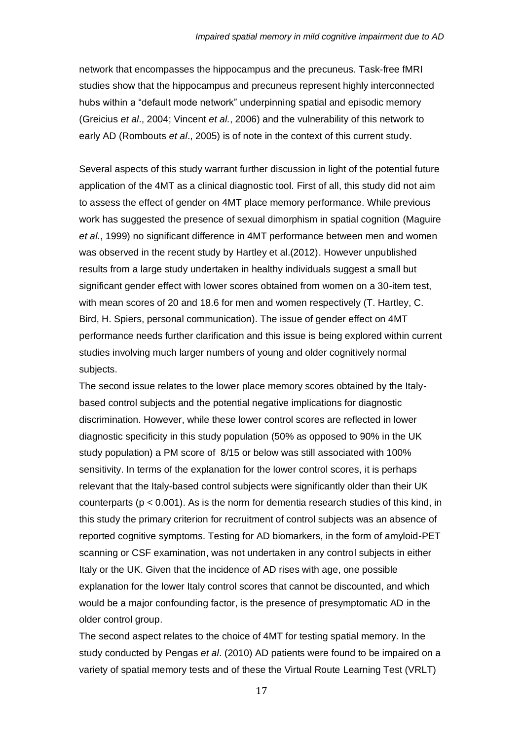network that encompasses the hippocampus and the precuneus. Task-free fMRI studies show that the hippocampus and precuneus represent highly interconnected hubs within a "default mode network" underpinning spatial and episodic memory (Greicius *et al*., 2004; Vincent *et al.*, 2006) and the vulnerability of this network to early AD (Rombouts *et al*., 2005) is of note in the context of this current study.

Several aspects of this study warrant further discussion in light of the potential future application of the 4MT as a clinical diagnostic tool. First of all, this study did not aim to assess the effect of gender on 4MT place memory performance. While previous work has suggested the presence of sexual dimorphism in spatial cognition (Maguire *et al.*, 1999) no significant difference in 4MT performance between men and women was observed in the recent study by Hartley et al.(2012). However unpublished results from a large study undertaken in healthy individuals suggest a small but significant gender effect with lower scores obtained from women on a 30-item test, with mean scores of 20 and 18.6 for men and women respectively (T. Hartley, C. Bird, H. Spiers, personal communication). The issue of gender effect on 4MT performance needs further clarification and this issue is being explored within current studies involving much larger numbers of young and older cognitively normal subjects.

The second issue relates to the lower place memory scores obtained by the Italy-based control subjects and the potential negative implications for diagnostic discrimination. However, while these lower control scores are reflected in lower diagnostic specificity in this study population (50% as opposed to 90% in the UK study population) a PM score of 8/15 or below was still associated with 100% sensitivity. In terms of the explanation for the lower control scores, it is perhaps relevant that the Italy-based control subjects were significantly older than their UK counterparts ($p < 0.001$). As is the norm for dementia research studies of this kind, in this study the primary criterion for recruitment of control subjects was an absence of reported cognitive symptoms. Testing for AD biomarkers, in the form of amyloid-PET scanning or CSF examination, was not undertaken in any control subjects in either Italy or the UK. Given that the incidence of AD rises with age, one possible explanation for the lower Italy control scores that cannot be discounted, and which would be a major confounding factor, is the presence of presymptomatic AD in the older control group.

The second aspect relates to the choice of 4MT for testing spatial memory. In the study conducted by Pengas *et al*. (2010) AD patients were found to be impaired on a variety of spatial memory tests and of these the Virtual Route Learning Test (VRLT)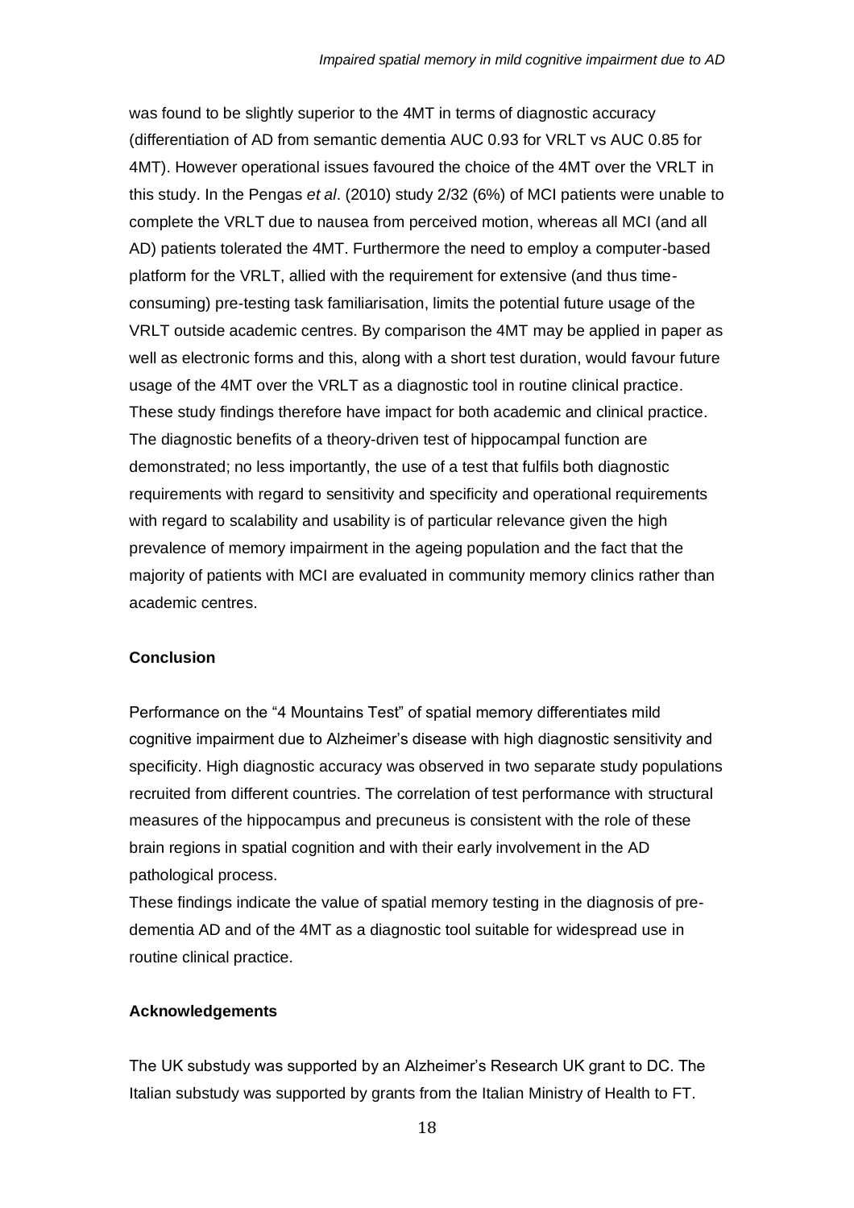was found to be slightly superior to the 4MT in terms of diagnostic accuracy (differentiation of AD from semantic dementia AUC 0.93 for VRLT vs AUC 0.85 for 4MT). However operational issues favoured the choice of the 4MT over the VRLT in this study. In the Pengas *et al*. (2010) study 2/32 (6%) of MCI patients were unable to complete the VRLT due to nausea from perceived motion, whereas all MCI (and all AD) patients tolerated the 4MT. Furthermore the need to employ a computer-based platform for the VRLT, allied with the requirement for extensive (and thus time-consuming) pre-testing task familiarisation, limits the potential future usage of the VRLT outside academic centres. By comparison the 4MT may be applied in paper as well as electronic forms and this, along with a short test duration, would favour future usage of the 4MT over the VRLT as a diagnostic tool in routine clinical practice. These study findings therefore have impact for both academic and clinical practice. The diagnostic benefits of a theory-driven test of hippocampal function are demonstrated; no less importantly, the use of a test that fulfils both diagnostic requirements with regard to sensitivity and specificity and operational requirements with regard to scalability and usability is of particular relevance given the high prevalence of memory impairment in the ageing population and the fact that the majority of patients with MCI are evaluated in community memory clinics rather than academic centres.

**Conclusion**

Performance on the "4 Mountains Test" of spatial memory differentiates mild cognitive impairment due to Alzheimer's disease with high diagnostic sensitivity and specificity. High diagnostic accuracy was observed in two separate study populations recruited from different countries. The correlation of test performance with structural measures of the hippocampus and precuneus is consistent with the role of these brain regions in spatial cognition and with their early involvement in the AD pathological process.

These findings indicate the value of spatial memory testing in the diagnosis of pre-dementia AD and of the 4MT as a diagnostic tool suitable for widespread use in routine clinical practice.

**Acknowledgements**

The UK substudy was supported by an Alzheimer's Research UK grant to DC. The Italian substudy was supported by grants from the Italian Ministry of Health to FT.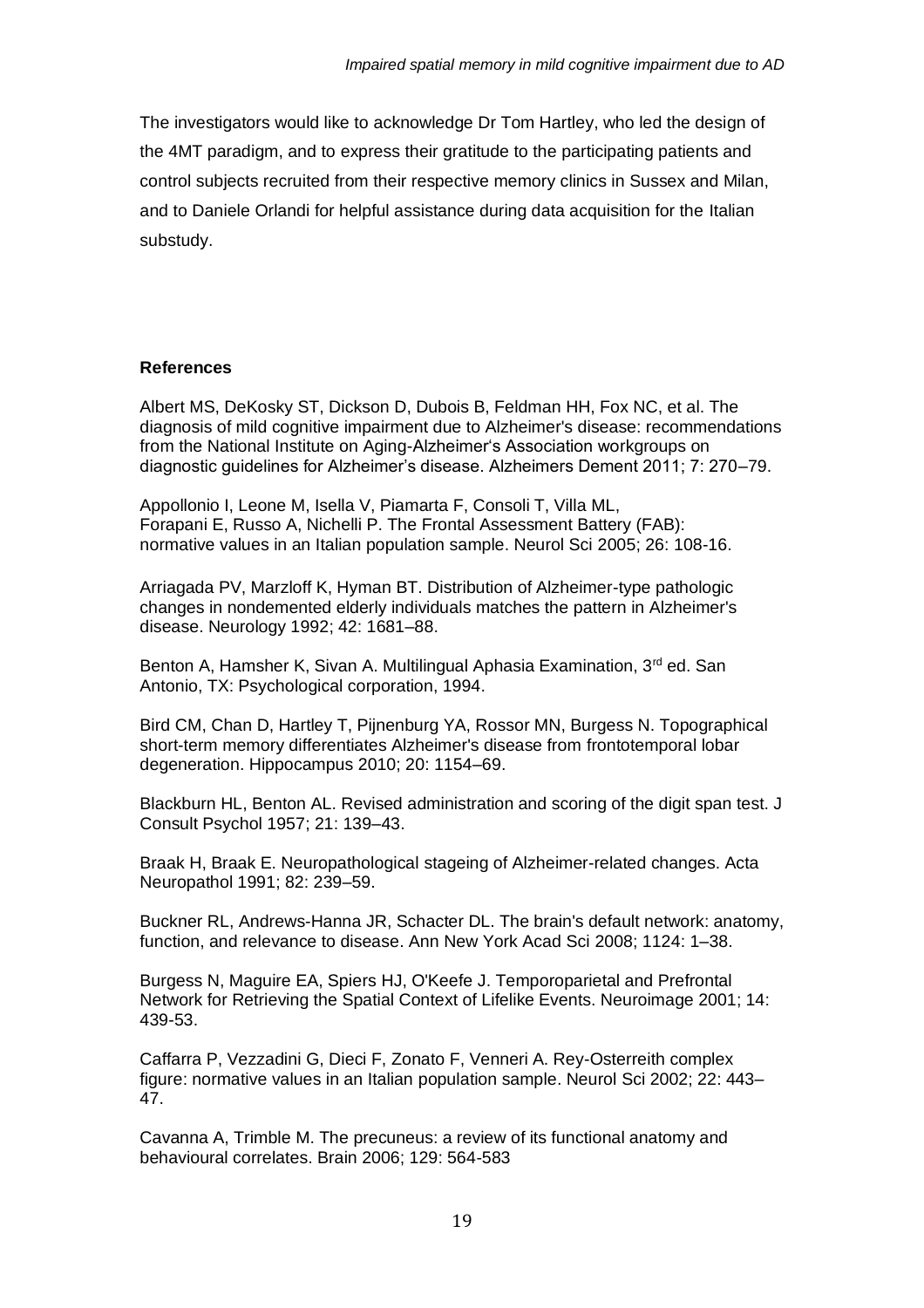The investigators would like to acknowledge Dr Tom Hartley, who led the design of the 4MT paradigm, and to express their gratitude to the participating patients and control subjects recruited from their respective memory clinics in Sussex and Milan, and to Daniele Orlandi for helpful assistance during data acquisition for the Italian substudy.

**References**

Albert MS, DeKosky ST, Dickson D, Dubois B, Feldman HH, Fox NC, et al. The diagnosis of mild cognitive impairment due to Alzheimer's disease: recommendations from the National Institute on Aging-Alzheimer's Association workgroups on diagnostic guidelines for Alzheimer's disease. Alzheimers Dement 2011; 7: 270–79.

Appollonio I, Leone M, Isella V, Piamarta F, Consoli T, Villa ML, Forapani E, Russo A, Nichelli P. The Frontal Assessment Battery (FAB): normative values in an Italian population sample. Neurol Sci 2005; 26: 108-16.

Arriagada PV, Marzloff K, Hyman BT. Distribution of Alzheimer-type pathologic changes in nondemented elderly individuals matches the pattern in Alzheimer's disease. Neurology 1992; 42: 1681–88.

Benton A, Hamsher K, Sivan A. Multilingual Aphasia Examination, 3rd ed. San Antonio, TX: Psychological corporation, 1994.

Bird CM, Chan D, Hartley T, Pijnenburg YA, Rossor MN, Burgess N. Topographical short-term memory differentiates Alzheimer's disease from frontotemporal lobar degeneration. Hippocampus 2010; 20: 1154–69.

Blackburn HL, Benton AL. Revised administration and scoring of the digit span test. J Consult Psychol 1957; 21: 139–43.

Braak H, Braak E. Neuropathological stageing of Alzheimer-related changes. Acta Neuropathol 1991; 82: 239–59.

Buckner RL, Andrews-Hanna JR, Schacter DL. The brain's default network: anatomy, function, and relevance to disease. Ann New York Acad Sci 2008; 1124: 1–38.

Burgess N, Maguire EA, Spiers HJ, O'Keefe J. Temporoparietal and Prefrontal Network for Retrieving the Spatial Context of Lifelike Events. Neuroimage 2001; 14: 439-53.

Caffarra P, Vezzadini G, Dieci F, Zonato F, Venneri A. Rey-Osterreith complex figure: normative values in an Italian population sample. Neurol Sci 2002; 22: 443–47.

Cavanna A, Trimble M. The precuneus: a review of its functional anatomy and behavioural correlates. Brain 2006; 129: 564-583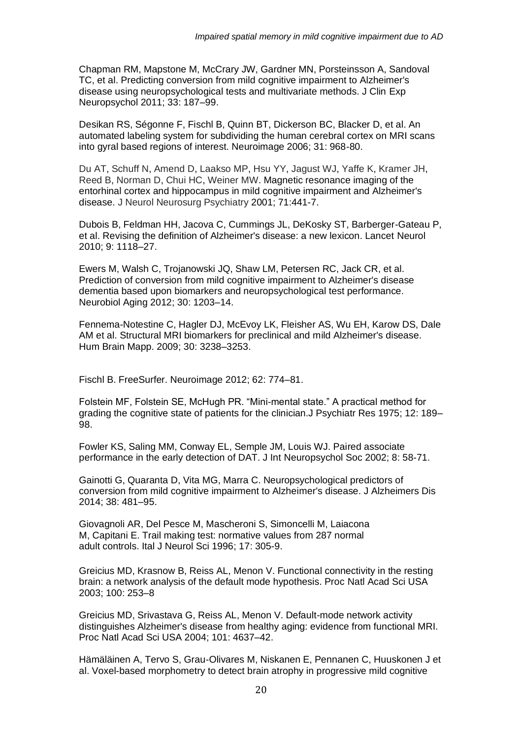Chapman RM, Mapstone M, McCrary JW, Gardner MN, Porsteinsson A, Sandoval TC, et al. Predicting conversion from mild cognitive impairment to Alzheimer's disease using neuropsychological tests and multivariate methods. J Clin Exp Neuropsychol 2011; 33: 187–99.

Desikan RS, Ségonne F, Fischl B, Quinn BT, Dickerson BC, Blacker D, et al. An automated labeling system for subdividing the human cerebral cortex on MRI scans into gyral based regions of interest. Neuroimage 2006; 31: 968-80.

Du AT, Schuff N, Amend D, Laakso MP, Hsu YY, Jagust WJ, Yaffe K, Kramer JH, Reed B, Norman D, Chui HC, Weiner MW. Magnetic resonance imaging of the entorhinal cortex and hippocampus in mild cognitive impairment and Alzheimer's disease. J Neurol Neurosurg Psychiatry 2001; 71:441-7.

Dubois B, Feldman HH, Jacova C, Cummings JL, DeKosky ST, Barberger-Gateau P, et al. Revising the definition of Alzheimer's disease: a new lexicon. Lancet Neurol 2010; 9: 1118–27.

Ewers M, Walsh C, Trojanowski JQ, Shaw LM, Petersen RC, Jack CR, et al. Prediction of conversion from mild cognitive impairment to Alzheimer's disease dementia based upon biomarkers and neuropsychological test performance. Neurobiol Aging 2012; 30: 1203–14.

Fennema-Notestine C, Hagler DJ, McEvoy LK, Fleisher AS, Wu EH, Karow DS, Dale AM et al. Structural MRI biomarkers for preclinical and mild Alzheimer's disease. Hum Brain Mapp. 2009; 30: 3238–3253.

Fischl B. FreeSurfer. Neuroimage 2012; 62: 774–81.

Folstein MF, Folstein SE, McHugh PR. "Mini-mental state." A practical method for grading the cognitive state of patients for the clinician.J Psychiatr Res 1975; 12: 189–98.

Fowler KS, Saling MM, Conway EL, Semple JM, Louis WJ. Paired associate performance in the early detection of DAT. J Int Neuropsychol Soc 2002; 8: 58-71.

Gainotti G, Quaranta D, Vita MG, Marra C. Neuropsychological predictors of conversion from mild cognitive impairment to Alzheimer's disease. J Alzheimers Dis 2014; 38: 481–95.

Giovagnoli AR, Del Pesce M, Mascheroni S, Simoncelli M, Laiacona M, Capitani E. Trail making test: normative values from 287 normal adult controls. Ital J Neurol Sci 1996; 17: 305-9.

Greicius MD, Krasnow B, Reiss AL, Menon V. Functional connectivity in the resting brain: a network analysis of the default mode hypothesis. Proc Natl Acad Sci USA 2003; 100: 253–8

Greicius MD, Srivastava G, Reiss AL, Menon V. Default-mode network activity distinguishes Alzheimer's disease from healthy aging: evidence from functional MRI. Proc Natl Acad Sci USA 2004; 101: 4637–42.

Hämäläinen A, Tervo S, Grau-Olivares M, Niskanen E, Pennanen C, Huuskonen J et al. Voxel-based morphometry to detect brain atrophy in progressive mild cognitive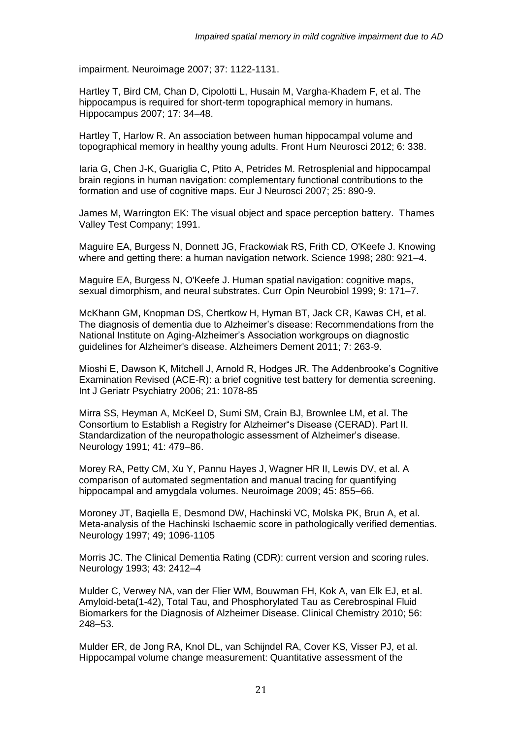impairment. Neuroimage 2007; 37: 1122-1131.

Hartley T, Bird CM, Chan D, Cipolotti L, Husain M, Vargha-Khadem F, et al. The hippocampus is required for short-term topographical memory in humans. Hippocampus 2007; 17: 34–48.

Hartley T, Harlow R. An association between human hippocampal volume and topographical memory in healthy young adults. Front Hum Neurosci 2012; 6: 338.

Iaria G, Chen J-K, Guariglia C, Ptito A, Petrides M. Retrosplenial and hippocampal brain regions in human navigation: complementary functional contributions to the formation and use of cognitive maps. Eur J Neurosci 2007; 25: 890-9.

James M, Warrington EK: The visual object and space perception battery. Thames Valley Test Company; 1991.

Maguire EA, Burgess N, Donnett JG, Frackowiak RS, Frith CD, O'Keefe J. Knowing where and getting there: a human navigation network. Science 1998; 280: 921–4.

Maguire EA, Burgess N, O'Keefe J. Human spatial navigation: cognitive maps, sexual dimorphism, and neural substrates. Curr Opin Neurobiol 1999; 9: 171–7.

McKhann GM, Knopman DS, Chertkow H, Hyman BT, Jack CR, Kawas CH, et al. The diagnosis of dementia due to Alzheimer's disease: Recommendations from the National Institute on Aging-Alzheimer's Association workgroups on diagnostic guidelines for Alzheimer's disease. Alzheimers Dement 2011; 7: 263-9.

Mioshi E, Dawson K, Mitchell J, Arnold R, Hodges JR. The Addenbrooke's Cognitive Examination Revised (ACE-R): a brief cognitive test battery for dementia screening. Int J Geriatr Psychiatry 2006; 21: 1078-85

Mirra SS, Heyman A, McKeel D, Sumi SM, Crain BJ, Brownlee LM, et al. The Consortium to Establish a Registry for Alzheimer"s Disease (CERAD). Part II. Standardization of the neuropathologic assessment of Alzheimer's disease. Neurology 1991; 41: 479–86.

Morey RA, Petty CM, Xu Y, Pannu Hayes J, Wagner HR II, Lewis DV, et al. A comparison of automated segmentation and manual tracing for quantifying hippocampal and amygdala volumes. Neuroimage 2009; 45: 855–66.

Moroney JT, Baqiella E, Desmond DW, Hachinski VC, Molska PK, Brun A, et al. Meta-analysis of the Hachinski Ischaemic score in pathologically verified dementias. Neurology 1997; 49; 1096-1105

Morris JC. The Clinical Dementia Rating (CDR): current version and scoring rules. Neurology 1993; 43: 2412–4

Mulder C, Verwey NA, van der Flier WM, Bouwman FH, Kok A, van Elk EJ, et al. Amyloid-beta(1-42), Total Tau, and Phosphorylated Tau as Cerebrospinal Fluid Biomarkers for the Diagnosis of Alzheimer Disease. Clinical Chemistry 2010; 56: 248–53.

Mulder ER, de Jong RA, Knol DL, van Schijndel RA, Cover KS, Visser PJ, et al. Hippocampal volume change measurement: Quantitative assessment of the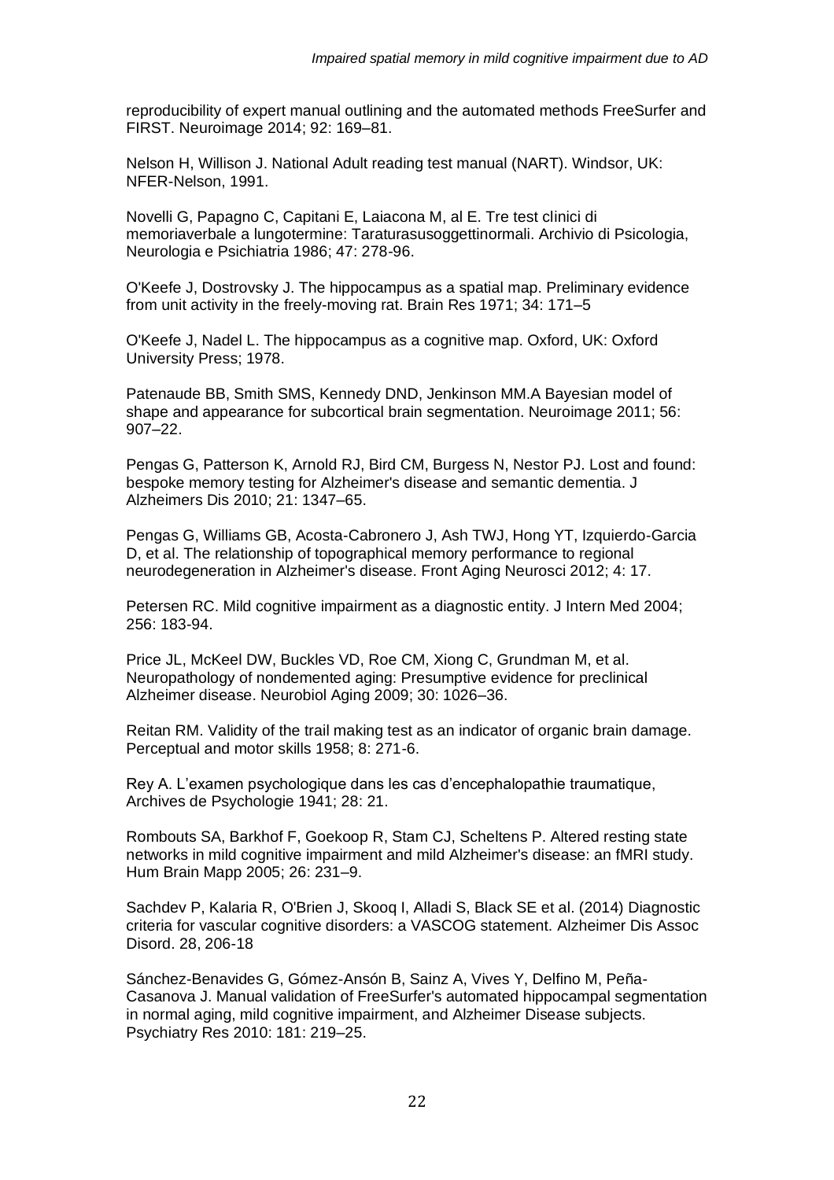reproducibility of expert manual outlining and the automated methods FreeSurfer and FIRST. Neuroimage 2014; 92: 169–81.

Nelson H, Willison J. National Adult reading test manual (NART). Windsor, UK: NFER-Nelson, 1991.

Novelli G, Papagno C, Capitani E, Laiacona M, al E. Tre test clinici di memoriaverbale a lungotermine: Taraturasusoggettinormali. Archivio di Psicologia, Neurologia e Psichiatria 1986; 47: 278-96.

O'Keefe J, Dostrovsky J. The hippocampus as a spatial map. Preliminary evidence from unit activity in the freely-moving rat. Brain Res 1971; 34: 171–5

O'Keefe J, Nadel L. The hippocampus as a cognitive map. Oxford, UK: Oxford University Press; 1978.

Patenaude BB, Smith SMS, Kennedy DND, Jenkinson MM.A Bayesian model of shape and appearance for subcortical brain segmentation. Neuroimage 2011; 56: 907–22.

Pengas G, Patterson K, Arnold RJ, Bird CM, Burgess N, Nestor PJ. Lost and found: bespoke memory testing for Alzheimer's disease and semantic dementia. J Alzheimers Dis 2010; 21: 1347–65.

Pengas G, Williams GB, Acosta-Cabronero J, Ash TWJ, Hong YT, Izquierdo-Garcia D, et al. The relationship of topographical memory performance to regional neurodegeneration in Alzheimer's disease. Front Aging Neurosci 2012; 4: 17.

Petersen RC. Mild cognitive impairment as a diagnostic entity. J Intern Med 2004; 256: 183-94.

Price JL, McKeel DW, Buckles VD, Roe CM, Xiong C, Grundman M, et al. Neuropathology of nondemented aging: Presumptive evidence for preclinical Alzheimer disease. Neurobiol Aging 2009; 30: 1026–36.

Reitan RM. Validity of the trail making test as an indicator of organic brain damage. Perceptual and motor skills 1958; 8: 271-6.

Rey A. L'examen psychologique dans les cas d'encephalopathie traumatique, Archives de Psychologie 1941; 28: 21.

Rombouts SA, Barkhof F, Goekoop R, Stam CJ, Scheltens P. Altered resting state networks in mild cognitive impairment and mild Alzheimer's disease: an fMRI study. Hum Brain Mapp 2005; 26: 231–9.

Sachdev P, Kalaria R, O'Brien J, Skooq I, Alladi S, Black SE et al. (2014) Diagnostic criteria for vascular cognitive disorders: a VASCOG statement. Alzheimer Dis Assoc Disord. 28, 206-18

Sánchez-Benavides G, Gómez-Ansón B, Sainz A, Vives Y, Delfino M, Peña-Casanova J. Manual validation of FreeSurfer's automated hippocampal segmentation in normal aging, mild cognitive impairment, and Alzheimer Disease subjects. Psychiatry Res 2010: 181: 219–25.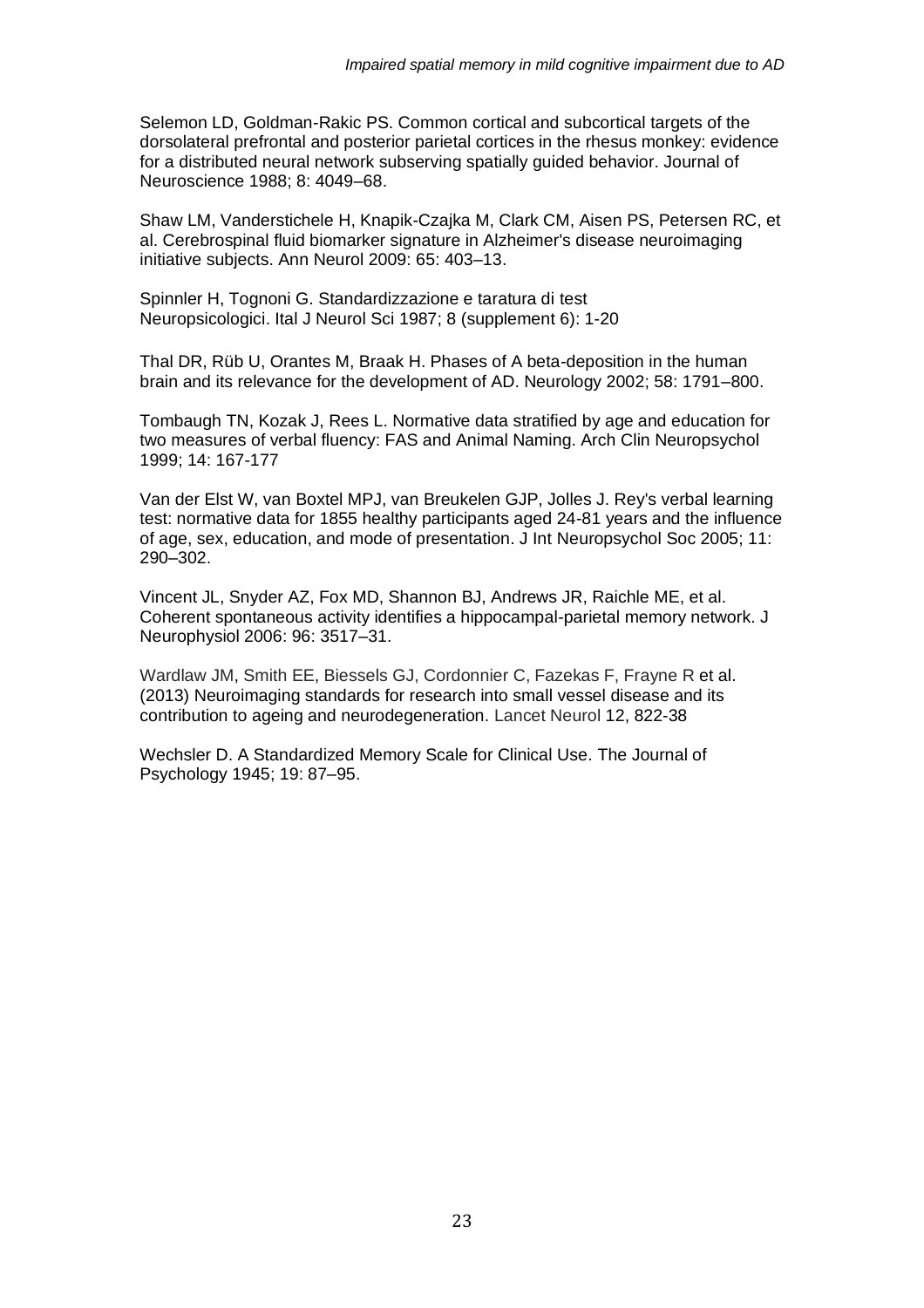Selemon LD, Goldman-Rakic PS. Common cortical and subcortical targets of the dorsolateral prefrontal and posterior parietal cortices in the rhesus monkey: evidence for a distributed neural network subserving spatially guided behavior. Journal of Neuroscience 1988; 8: 4049–68.

Shaw LM, Vanderstichele H, Knapik-Czajka M, Clark CM, Aisen PS, Petersen RC, et al. Cerebrospinal fluid biomarker signature in Alzheimer's disease neuroimaging initiative subjects. Ann Neurol 2009: 65: 403–13.

Spinnler H, Tognoni G. Standardizzazione e taratura di test Neuropsicologici. Ital J Neurol Sci 1987; 8 (supplement 6): 1-20

Thal DR, Rüb U, Orantes M, Braak H. Phases of A beta-deposition in the human brain and its relevance for the development of AD. Neurology 2002; 58: 1791–800.

Tombaugh TN, Kozak J, Rees L. Normative data stratified by age and education for two measures of verbal fluency: FAS and Animal Naming. Arch Clin Neuropsychol 1999; 14: 167-177

Van der Elst W, van Boxtel MPJ, van Breukelen GJP, Jolles J. Rey's verbal learning test: normative data for 1855 healthy participants aged 24-81 years and the influence of age, sex, education, and mode of presentation. J Int Neuropsychol Soc 2005; 11: 290–302.

Vincent JL, Snyder AZ, Fox MD, Shannon BJ, Andrews JR, Raichle ME, et al. Coherent spontaneous activity identifies a hippocampal-parietal memory network. J Neurophysiol 2006: 96: 3517–31.

Wardlaw JM, Smith EE, Biessels GJ, Cordonnier C, Fazekas F, Frayne R et al. (2013) Neuroimaging standards for research into small vessel disease and its contribution to ageing and neurodegeneration. Lancet Neurol 12, 822-38

Wechsler D. A Standardized Memory Scale for Clinical Use. The Journal of Psychology 1945; 19: 87–95.